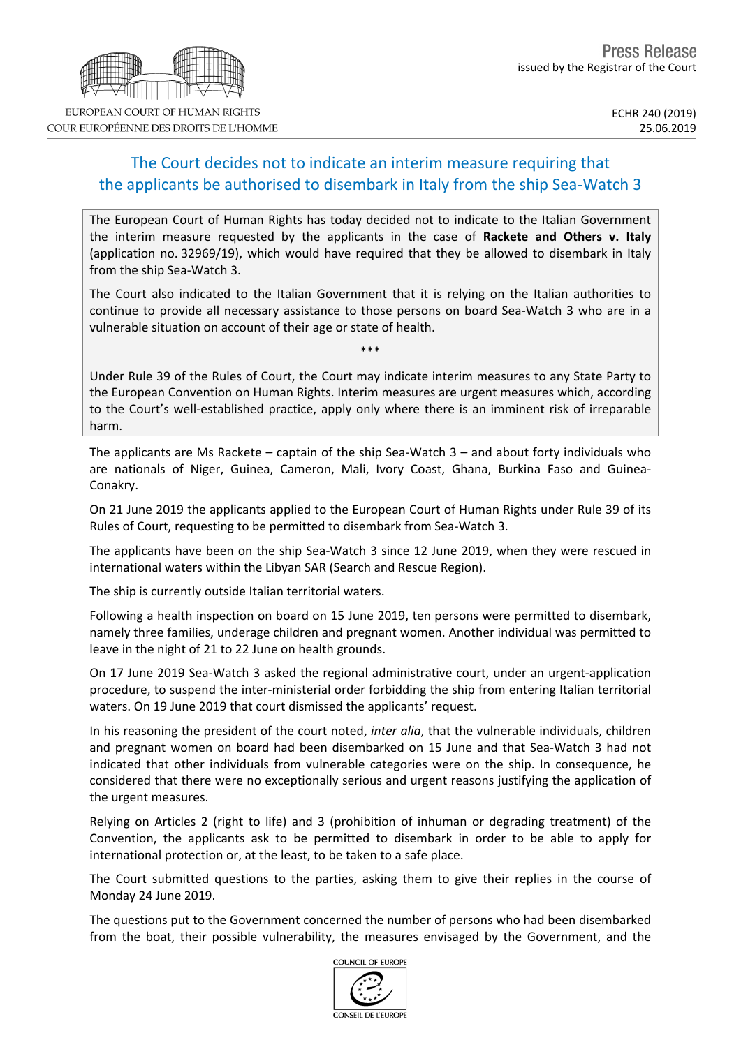Press Release
issued by the Registrar of the Court

ECHR 240 (2019)
25.06.2019

# The Court decides not to indicate an interim measure requiring that the applicants be authorised to disembark in Italy from the ship Sea-Watch 3

The European Court of Human Rights has today decided not to indicate to the Italian Government the interim measure requested by the applicants in the case of **Rackete and Others v. Italy** (application no. 32969/19), which would have required that they be allowed to disembark in Italy from the ship Sea-Watch 3.

The Court also indicated to the Italian Government that it is relying on the Italian authorities to continue to provide all necessary assistance to those persons on board Sea-Watch 3 who are in a vulnerable situation on account of their age or state of health.

\*\*\*

Under Rule 39 of the Rules of Court, the Court may indicate interim measures to any State Party to the European Convention on Human Rights. Interim measures are urgent measures which, according to the Court's well-established practice, apply only where there is an imminent risk of irreparable harm.

The applicants are Ms Rackete – captain of the ship Sea-Watch 3 – and about forty individuals who are nationals of Niger, Guinea, Cameron, Mali, Ivory Coast, Ghana, Burkina Faso and Guinea-Conakry.

On 21 June 2019 the applicants applied to the European Court of Human Rights under Rule 39 of its Rules of Court, requesting to be permitted to disembark from Sea-Watch 3.

The applicants have been on the ship Sea-Watch 3 since 12 June 2019, when they were rescued in international waters within the Libyan SAR (Search and Rescue Region).

The ship is currently outside Italian territorial waters.

Following a health inspection on board on 15 June 2019, ten persons were permitted to disembark, namely three families, underage children and pregnant women. Another individual was permitted to leave in the night of 21 to 22 June on health grounds.

On 17 June 2019 Sea-Watch 3 asked the regional administrative court, under an urgent-application procedure, to suspend the inter-ministerial order forbidding the ship from entering Italian territorial waters. On 19 June 2019 that court dismissed the applicants' request.

In his reasoning the president of the court noted, *inter alia*, that the vulnerable individuals, children and pregnant women on board had been disembarked on 15 June and that Sea-Watch 3 had not indicated that other individuals from vulnerable categories were on the ship. In consequence, he considered that there were no exceptionally serious and urgent reasons justifying the application of the urgent measures.

Relying on Articles 2 (right to life) and 3 (prohibition of inhuman or degrading treatment) of the Convention, the applicants ask to be permitted to disembark in order to be able to apply for international protection or, at the least, to be taken to a safe place.

The Court submitted questions to the parties, asking them to give their replies in the course of Monday 24 June 2019.

The questions put to the Government concerned the number of persons who had been disembarked from the boat, their possible vulnerability, the measures envisaged by the Government, and the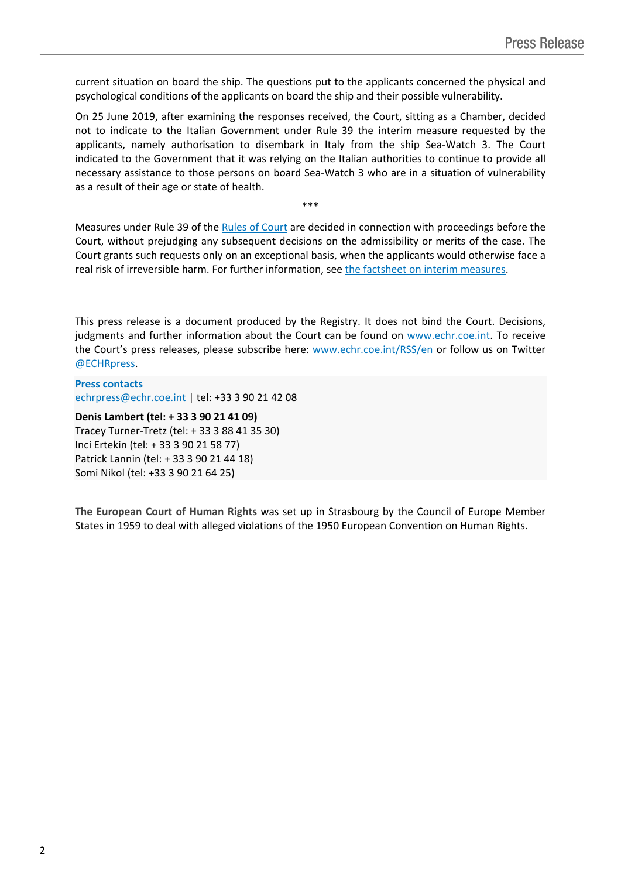current situation on board the ship. The questions put to the applicants concerned the physical and psychological conditions of the applicants on board the ship and their possible vulnerability.

On 25 June 2019, after examining the responses received, the Court, sitting as a Chamber, decided not to indicate to the Italian Government under Rule 39 the interim measure requested by the applicants, namely authorisation to disembark in Italy from the ship Sea-Watch 3. The Court indicated to the Government that it was relying on the Italian authorities to continue to provide all necessary assistance to those persons on board Sea-Watch 3 who are in a situation of vulnerability as a result of their age or state of health.

***

Measures under Rule 39 of the Rules of Court are decided in connection with proceedings before the Court, without prejudging any subsequent decisions on the admissibility or merits of the case. The Court grants such requests only on an exceptional basis, when the applicants would otherwise face a real risk of irreversible harm. For further information, see the factsheet on interim measures.

---

This press release is a document produced by the Registry. It does not bind the Court. Decisions, judgments and further information about the Court can be found on www.echr.coe.int. To receive the Court's press releases, please subscribe here: www.echr.coe.int/RSS/en or follow us on Twitter @ECHRpress.

**Press contacts**
echrpress@echr.coe.int | tel: +33 3 90 21 42 08

**Denis Lambert (tel: + 33 3 90 21 41 09)**
Tracey Turner-Tretz (tel: + 33 3 88 41 35 30)
Inci Ertekin (tel: + 33 3 90 21 58 77)
Patrick Lannin (tel: + 33 3 90 21 44 18)
Somi Nikol (tel: +33 3 90 21 64 25)

**The European Court of Human Rights** was set up in Strasbourg by the Council of Europe Member States in 1959 to deal with alleged violations of the 1950 European Convention on Human Rights.